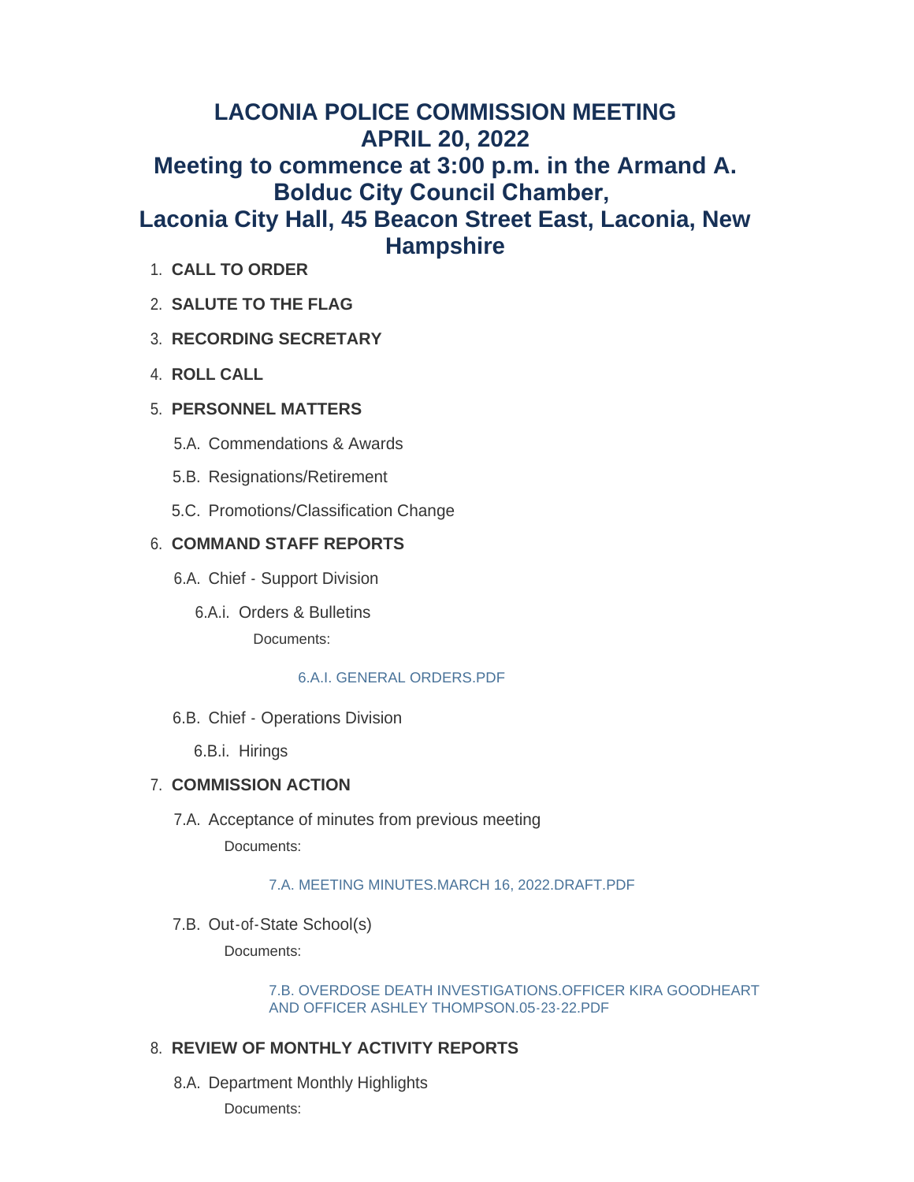# LACONIA POLICE COMMISSION MEETING
# APRIL 20, 2022
# Meeting to commence at 3:00 p.m. in the Armand A. Bolduc City Council Chamber,
# Laconia City Hall, 45 Beacon Street East, Laconia, New Hampshire

1. **CALL TO ORDER**
2. **SALUTE TO THE FLAG**
3. **RECORDING SECRETARY**
4. **ROLL CALL**
5. **PERSONNEL MATTERS**
   - 5.A. Commendations & Awards
   - 5.B. Resignations/Retirement
   - 5.C. Promotions/Classification Change
6. **COMMAND STAFF REPORTS**
   - 6.A. Chief - Support Division
     - 6.A.i. Orders & Bulletins

       Documents:

       6.A.I. GENERAL ORDERS.PDF
   - 6.B. Chief - Operations Division
     - 6.B.i. Hirings
7. **COMMISSION ACTION**
   - 7.A. Acceptance of minutes from previous meeting

     Documents:

     7.A. MEETING MINUTES.MARCH 16, 2022.DRAFT.PDF
   - 7.B. Out-of-State School(s)

     Documents:

     7.B. OVERDOSE DEATH INVESTIGATIONS.OFFICER KIRA GOODHEART AND OFFICER ASHLEY THOMPSON.05-23-22.PDF
8. **REVIEW OF MONTHLY ACTIVITY REPORTS**
   - 8.A. Department Monthly Highlights

     Documents: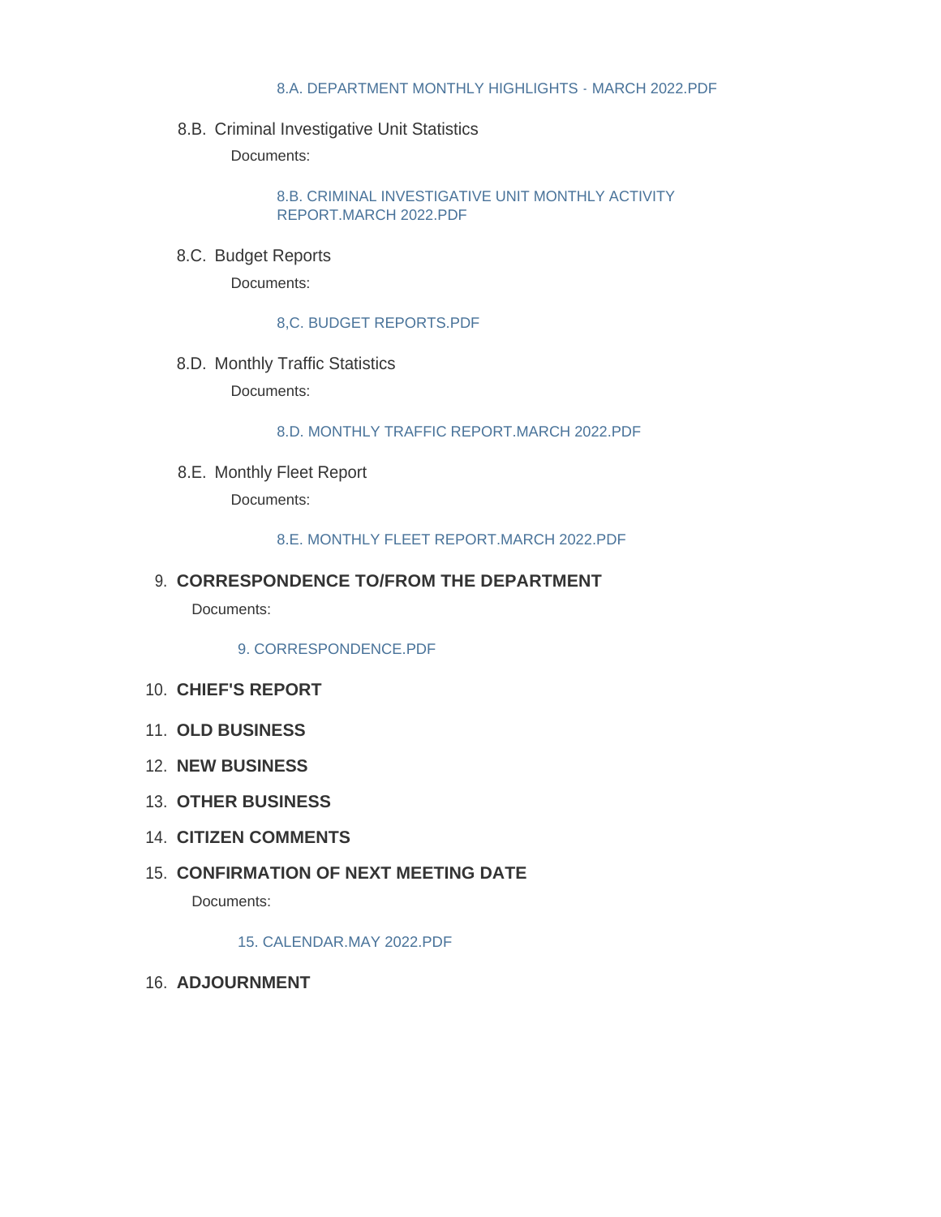8.A. DEPARTMENT MONTHLY HIGHLIGHTS - MARCH 2022.PDF

8.B. Criminal Investigative Unit Statistics

Documents:

8.B. CRIMINAL INVESTIGATIVE UNIT MONTHLY ACTIVITY REPORT.MARCH 2022.PDF

8.C. Budget Reports

Documents:

8,C. BUDGET REPORTS.PDF

8.D. Monthly Traffic Statistics

Documents:

8.D. MONTHLY TRAFFIC REPORT.MARCH 2022.PDF

8.E. Monthly Fleet Report

Documents:

8.E. MONTHLY FLEET REPORT.MARCH 2022.PDF

9. **CORRESPONDENCE TO/FROM THE DEPARTMENT**

Documents:

9. CORRESPONDENCE.PDF

10. **CHIEF'S REPORT**

11. **OLD BUSINESS**

12. **NEW BUSINESS**

13. **OTHER BUSINESS**

14. **CITIZEN COMMENTS**

15. **CONFIRMATION OF NEXT MEETING DATE**

Documents:

15. CALENDAR.MAY 2022.PDF

16. **ADJOURNMENT**